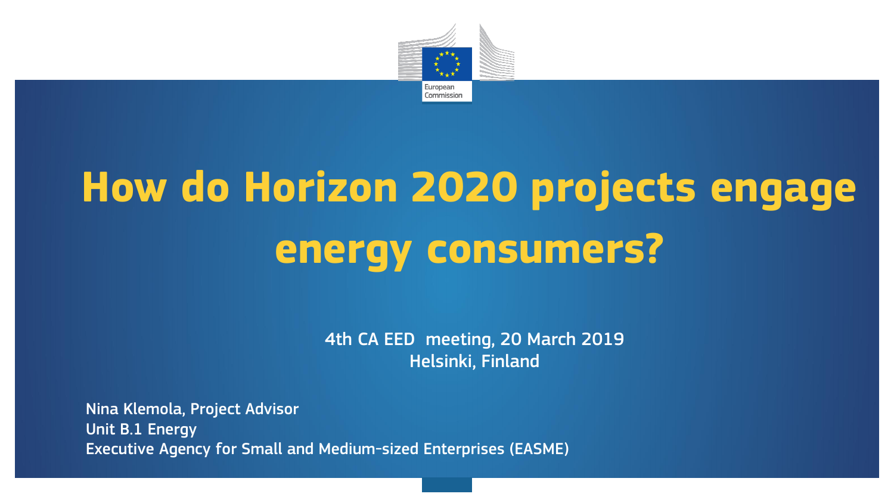# How do Horizon 2020 projects engage energy consumers?

4th CA EED meeting, 20 March 2019
Helsinki, Finland

Nina Klemola, Project Advisor
Unit B.1 Energy
Executive Agency for Small and Medium-sized Enterprises (EASME)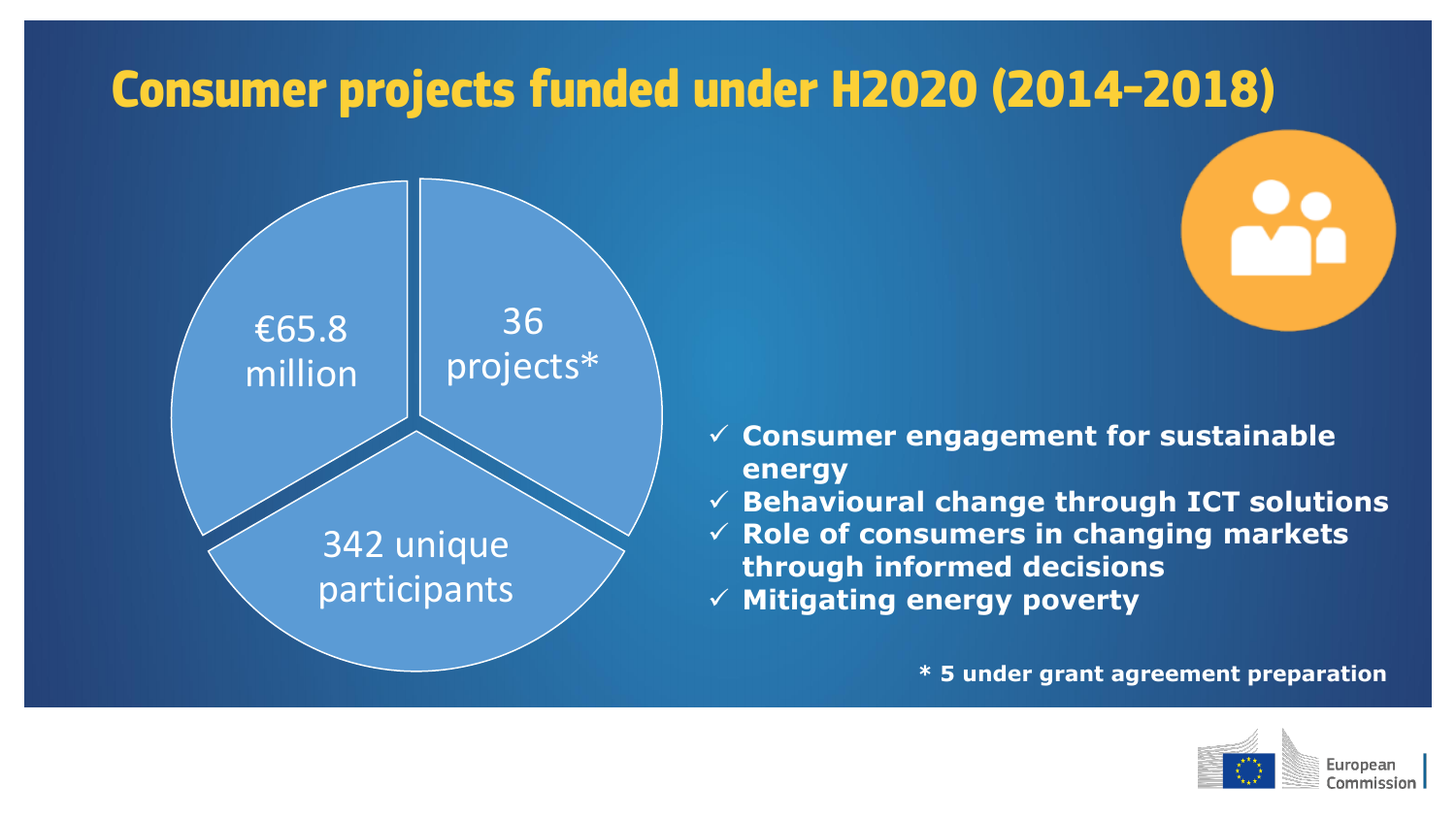# Consumer projects funded under H2020 (2014-2018)

- €65.8 million
- 36 projects*
- 342 unique participants

- ✓ **Consumer engagement for sustainable energy**
- ✓ **Behavioural change through ICT solutions**
- ✓ **Role of consumers in changing markets through informed decisions**
- ✓ **Mitigating energy poverty**

**\* 5 under grant agreement preparation**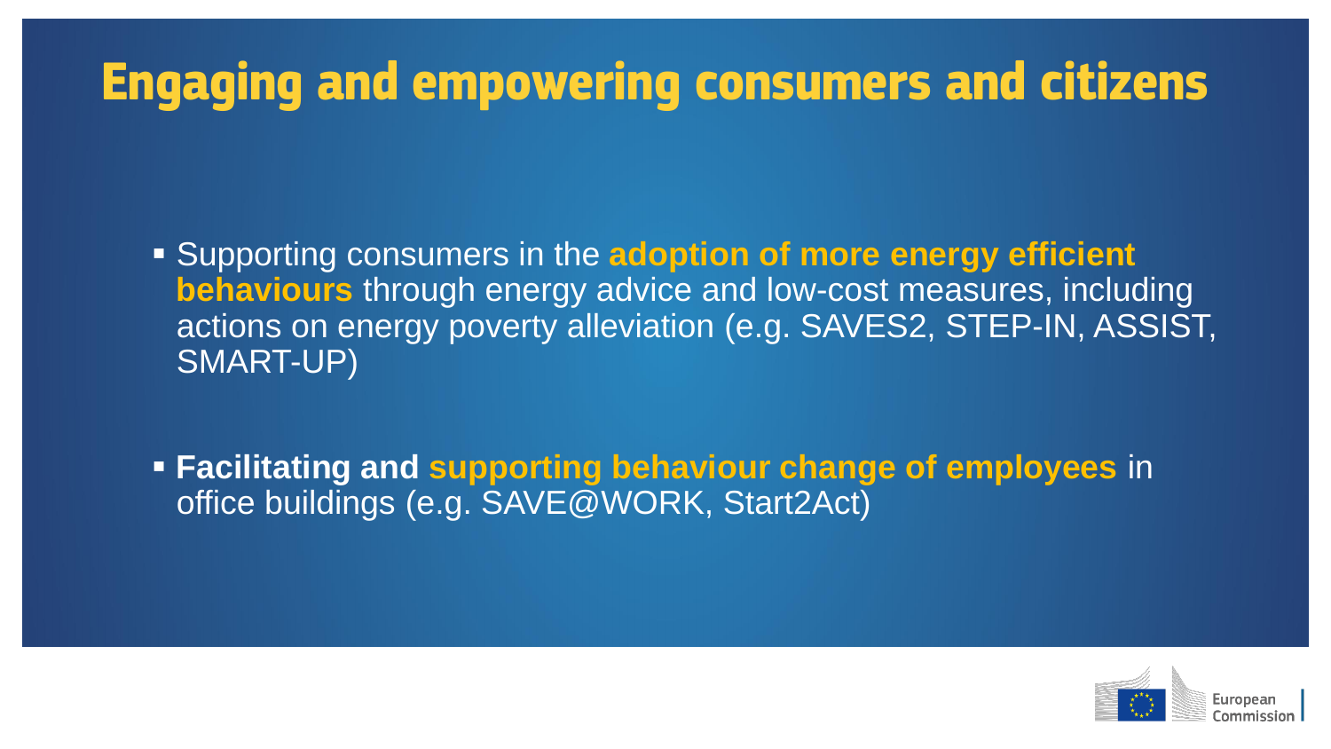# Engaging and empowering consumers and citizens

- Supporting consumers in the **adoption of more energy efficient behaviours** through energy advice and low-cost measures, including actions on energy poverty alleviation (e.g. SAVES2, STEP-IN, ASSIST, SMART-UP)

- **Facilitating and supporting behaviour change of employees** in office buildings (e.g. SAVE@WORK, Start2Act)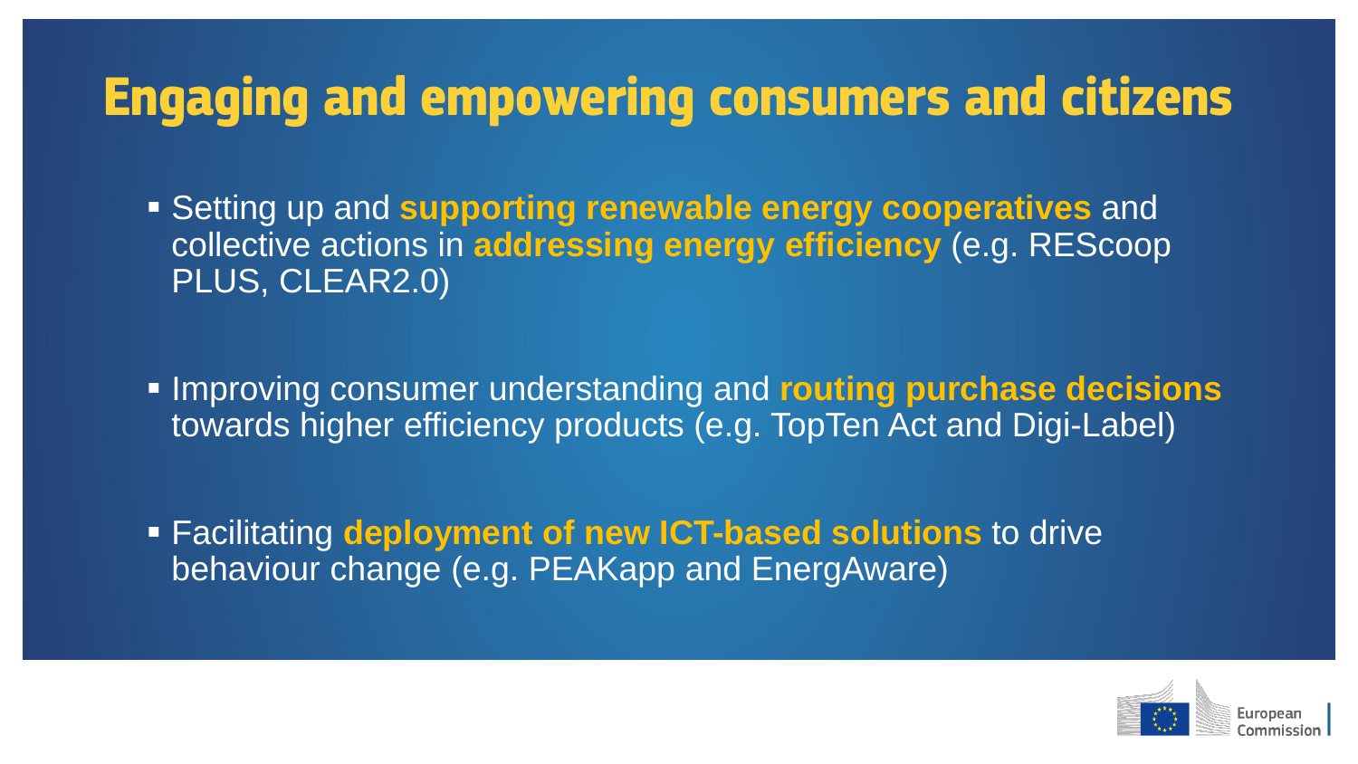# Engaging and empowering consumers and citizens

- Setting up and **supporting renewable energy cooperatives** and collective actions in **addressing energy efficiency** (e.g. REScoop PLUS, CLEAR2.0)

- Improving consumer understanding and **routing purchase decisions** towards higher efficiency products (e.g. TopTen Act and Digi-Label)

- Facilitating **deployment of new ICT-based solutions** to drive behaviour change (e.g. PEAKapp and EnergAware)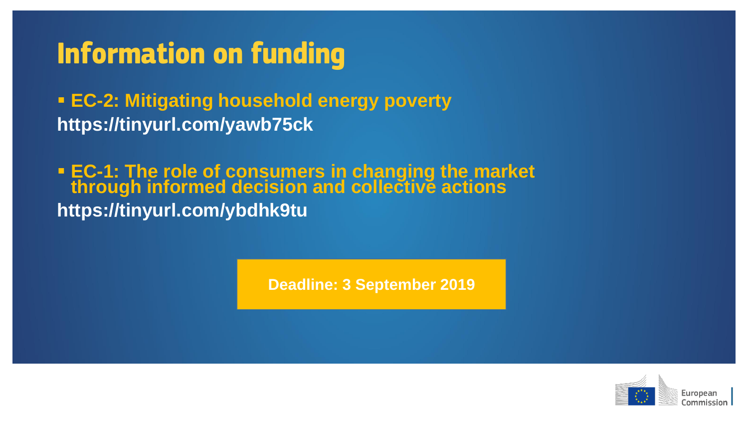# Information on funding

- **EC-2: Mitigating household energy poverty**

**https://tinyurl.com/yawb75ck**

- **EC-1: The role of consumers in changing the market through informed decision and collective actions**

**https://tinyurl.com/ybdhk9tu**

**Deadline: 3 September 2019**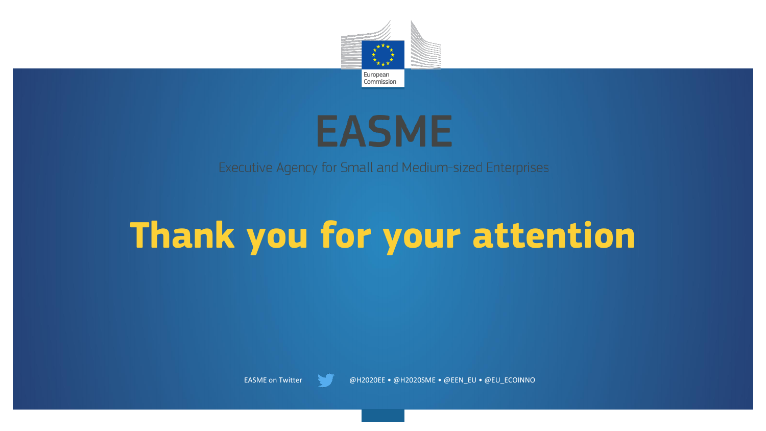European Commission

# EASME

Executive Agency for Small and Medium-sized Enterprises

# Thank you for your attention

EASME on Twitter @H2020EE • @H2020SME • @EEN_EU • @EU_ECOINNO